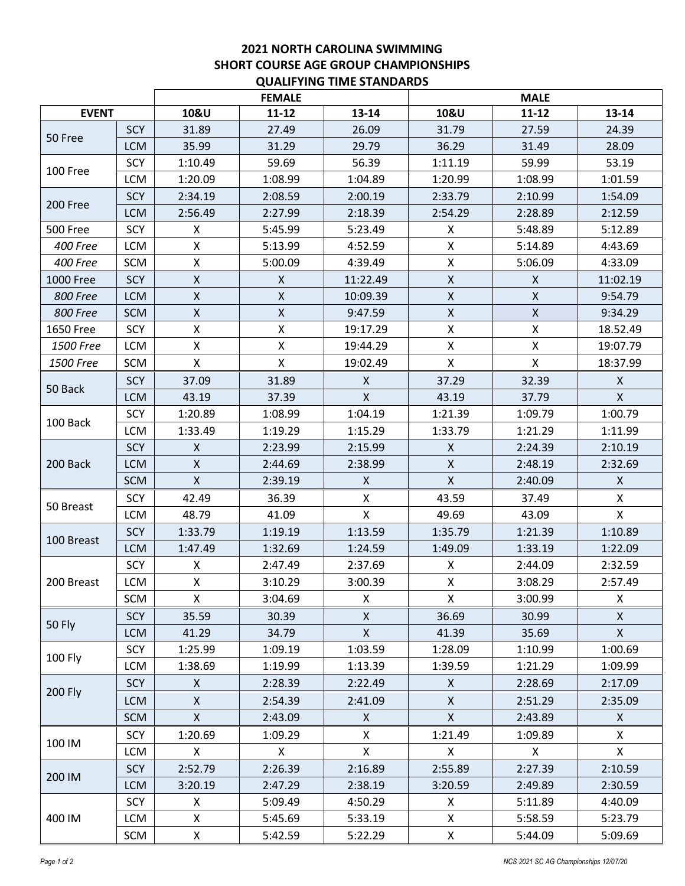# 2021 NORTH CAROLINA SWIMMING
## SHORT COURSE AGE GROUP CHAMPIONSHIPS
## QUALIFYING TIME STANDARDS

| | | FEMALE | | | MALE | | |
|---|---|---|---|---|---|---|---|
| EVENT | | 10&U | 11-12 | 13-14 | 10&U | 11-12 | 13-14 |
| 50 Free | SCY | 31.89 | 27.49 | 26.09 | 31.79 | 27.59 | 24.39 |
| | LCM | 35.99 | 31.29 | 29.79 | 36.29 | 31.49 | 28.09 |
| 100 Free | SCY | 1:10.49 | 59.69 | 56.39 | 1:11.19 | 59.99 | 53.19 |
| | LCM | 1:20.09 | 1:08.99 | 1:04.89 | 1:20.99 | 1:08.99 | 1:01.59 |
| 200 Free | SCY | 2:34.19 | 2:08.59 | 2:00.19 | 2:33.79 | 2:10.99 | 1:54.09 |
| | LCM | 2:56.49 | 2:27.99 | 2:18.39 | 2:54.29 | 2:28.89 | 2:12.59 |
| 500 Free | SCY | X | 5:45.99 | 5:23.49 | X | 5:48.89 | 5:12.89 |
| *400 Free* | LCM | X | 5:13.99 | 4:52.59 | X | 5:14.89 | 4:43.69 |
| *400 Free* | SCM | X | 5:00.09 | 4:39.49 | X | 5:06.09 | 4:33.09 |
| 1000 Free | SCY | X | X | 11:22.49 | X | X | 11:02.19 |
| *800 Free* | LCM | X | X | 10:09.39 | X | X | 9:54.79 |
| *800 Free* | SCM | X | X | 9:47.59 | X | X | 9:34.29 |
| 1650 Free | SCY | X | X | 19:17.29 | X | X | 18.52.49 |
| *1500 Free* | LCM | X | X | 19:44.29 | X | X | 19:07.79 |
| *1500 Free* | SCM | X | X | 19:02.49 | X | X | 18:37.99 |
| 50 Back | SCY | 37.09 | 31.89 | X | 37.29 | 32.39 | X |
| | LCM | 43.19 | 37.39 | X | 43.19 | 37.79 | X |
| 100 Back | SCY | 1:20.89 | 1:08.99 | 1:04.19 | 1:21.39 | 1:09.79 | 1:00.79 |
| | LCM | 1:33.49 | 1:19.29 | 1:15.29 | 1:33.79 | 1:21.29 | 1:11.99 |
| 200 Back | SCY | X | 2:23.99 | 2:15.99 | X | 2:24.39 | 2:10.19 |
| | LCM | X | 2:44.69 | 2:38.99 | X | 2:48.19 | 2:32.69 |
| | SCM | X | 2:39.19 | X | X | 2:40.09 | X |
| 50 Breast | SCY | 42.49 | 36.39 | X | 43.59 | 37.49 | X |
| | LCM | 48.79 | 41.09 | X | 49.69 | 43.09 | X |
| 100 Breast | SCY | 1:33.79 | 1:19.19 | 1:13.59 | 1:35.79 | 1:21.39 | 1:10.89 |
| | LCM | 1:47.49 | 1:32.69 | 1:24.59 | 1:49.09 | 1:33.19 | 1:22.09 |
| 200 Breast | SCY | X | 2:47.49 | 2:37.69 | X | 2:44.09 | 2:32.59 |
| | LCM | X | 3:10.29 | 3:00.39 | X | 3:08.29 | 2:57.49 |
| | SCM | X | 3:04.69 | X | X | 3:00.99 | X |
| 50 Fly | SCY | 35.59 | 30.39 | X | 36.69 | 30.99 | X |
| | LCM | 41.29 | 34.79 | X | 41.39 | 35.69 | X |
| 100 Fly | SCY | 1:25.99 | 1:09.19 | 1:03.59 | 1:28.09 | 1:10.99 | 1:00.69 |
| | LCM | 1:38.69 | 1:19.99 | 1:13.39 | 1:39.59 | 1:21.29 | 1:09.99 |
| 200 Fly | SCY | X | 2:28.39 | 2:22.49 | X | 2:28.69 | 2:17.09 |
| | LCM | X | 2:54.39 | 2:41.09 | X | 2:51.29 | 2:35.09 |
| | SCM | X | 2:43.09 | X | X | 2:43.89 | X |
| 100 IM | SCY | 1:20.69 | 1:09.29 | X | 1:21.49 | 1:09.89 | X |
| | LCM | X | X | X | X | X | X |
| 200 IM | SCY | 2:52.79 | 2:26.39 | 2:16.89 | 2:55.89 | 2:27.39 | 2:10.59 |
| | LCM | 3:20.19 | 2:47.29 | 2:38.19 | 3:20.59 | 2:49.89 | 2:30.59 |
| 400 IM | SCY | X | 5:09.49 | 4:50.29 | X | 5:11.89 | 4:40.09 |
| | LCM | X | 5:45.69 | 5:33.19 | X | 5:58.59 | 5:23.79 |
| | SCM | X | 5:42.59 | 5:22.29 | X | 5:44.09 | 5:09.69 |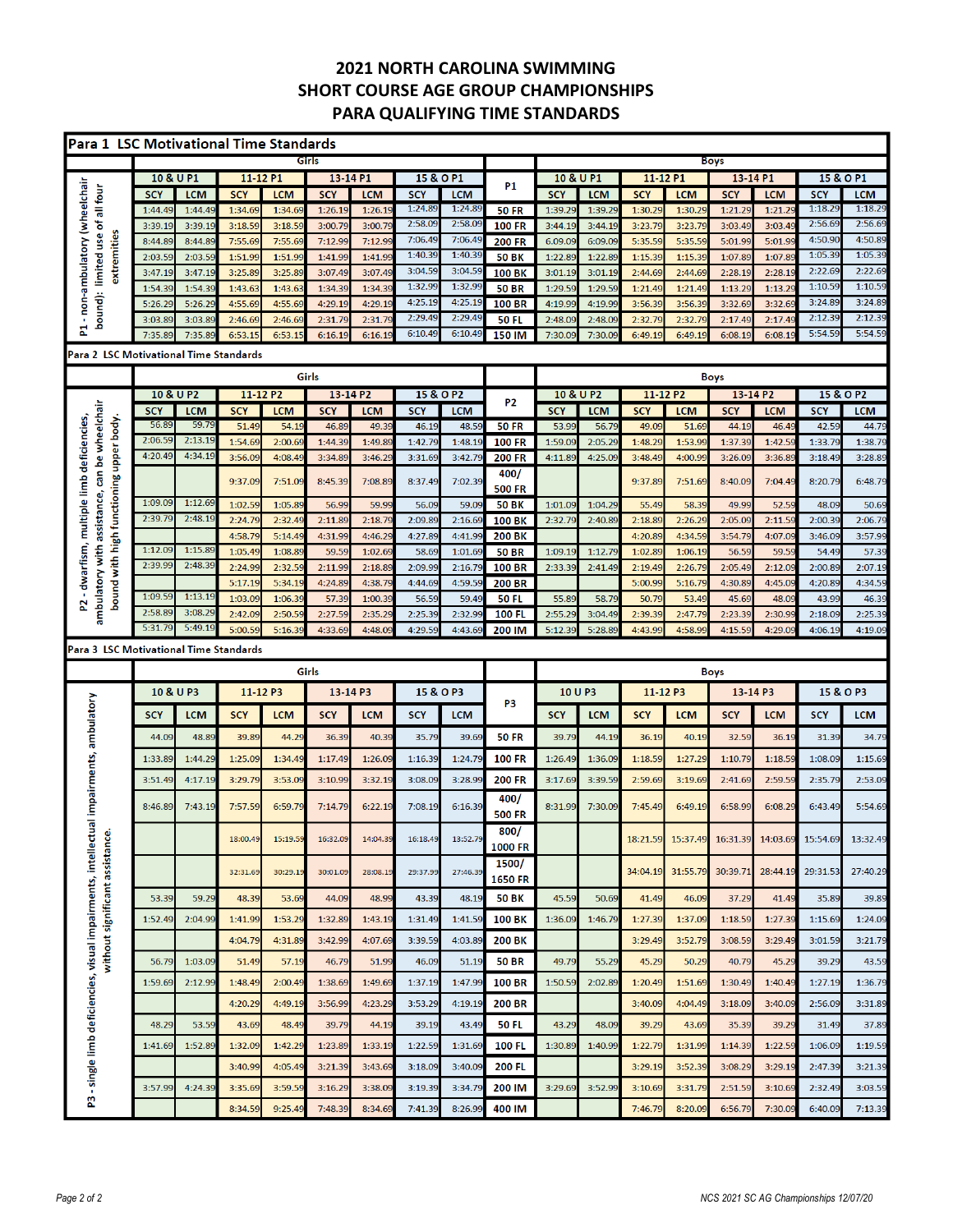# 2021 NORTH CAROLINA SWIMMING
# SHORT COURSE AGE GROUP CHAMPIONSHIPS
# PARA QUALIFYING TIME STANDARDS

## Para 1 LSC Motivational Time Standards

P1 - non-ambulatory (wheelchair bound): limited use of all four extremities

| Girls | | | | | | | | | Boys | | | | | | | |
|---|---|---|---|---|---|---|---|---|---|---|---|---|---|---|---|---|
| 10 & U P1 | | 11-12 P1 | | 13-14 P1 | | 15 & O P1 | | P1 | 10 & U P1 | | 11-12 P1 | | 13-14 P1 | | 15 & O P1 | |
| SCY | LCM | SCY | LCM | SCY | LCM | SCY | LCM | | SCY | LCM | SCY | LCM | SCY | LCM | SCY | LCM |
| 1:44.49 | 1:44.49 | 1:34.69 | 1:34.69 | 1:26.19 | 1:26.19 | 1:24.89 | 1:24.89 | 50 FR | 1:39.29 | 1:39.29 | 1:30.29 | 1:30.29 | 1:21.29 | 1:21.29 | 1:18.29 | 1:18.29 |
| 3:39.19 | 3:39.19 | 3:18.59 | 3:18.59 | 3:00.79 | 3:00.79 | 2:58.09 | 2:58.09 | 100 FR | 3:44.19 | 3:44.19 | 3:23.79 | 3:23.79 | 3:03.49 | 3:03.49 | 2:56.69 | 2:56.69 |
| 8:44.89 | 8:44.89 | 7:55.69 | 7:55.69 | 7:12.99 | 7:12.99 | 7:06.49 | 7:06.49 | 200 FR | 6.09.09 | 6.09.09 | 5:35.59 | 5:35.59 | 5:01.99 | 5:01.99 | 4:50.90 | 4:50.89 |
| 2:03.59 | 2:03.59 | 1:51.99 | 1:51.99 | 1:41.99 | 1:41.99 | 1:40.39 | 1:40.39 | 50 BK | 1:22.89 | 1:22.89 | 1:15.39 | 1:15.39 | 1:07.89 | 1:07.89 | 1:05.39 | 1:05.39 |
| 3:47.19 | 3:47.19 | 3:25.89 | 3:25.89 | 3:07.49 | 3:07.49 | 3:04.59 | 3:04.59 | 100 BK | 3:01.19 | 3:01.19 | 2:44.69 | 2:44.69 | 2:28.19 | 2:28.19 | 2:22.69 | 2:22.69 |
| 1:54.39 | 1:54.39 | 1:43.63 | 1:43.63 | 1:34.39 | 1:34.39 | 1:32.99 | 1:32.99 | 50 BR | 1:29.59 | 1:29.59 | 1:21.49 | 1:21.49 | 1:13.29 | 1:13.29 | 1:10.59 | 1:10.59 |
| 5:26.29 | 5:26.29 | 4:55.69 | 4:55.69 | 4:29.19 | 4:29.19 | 4:25.19 | 4:25.19 | 100 BR | 4:19.99 | 4:19.99 | 3:56.39 | 3:56.39 | 3:32.69 | 3:32.69 | 3:24.89 | 3:24.89 |
| 3:03.89 | 3:03.89 | 2:46.69 | 2:46.69 | 2:31.79 | 2:31.79 | 2:29.49 | 2:29.49 | 50 FL | 2:48.09 | 2:48.09 | 2:32.79 | 2:32.79 | 2:17.49 | 2:17.49 | 2:12.39 | 2:12.39 |
| 7:35.89 | 7:35.89 | 6:53.15 | 6:53.15 | 6:16.19 | 6:16.19 | 6:10.49 | 6:10.49 | 150 IM | 7:30.09 | 7:30.09 | 6:49.19 | 6:49.19 | 6:08.19 | 6:08.19 | 5:54.59 | 5:54.59 |

## Para 2 LSC Motivational Time Standards

P2 - dwarfism, multiple limb deficiencies, ambulatory with assistance, can be wheelchair bound with high functioning upper body.

| Girls | | | | | | | | | Boys | | | | | | | |
|---|---|---|---|---|---|---|---|---|---|---|---|---|---|---|---|---|
| 10 & U P2 | | 11-12 P2 | | 13-14 P2 | | 15 & O P2 | | P2 | 10 & U P2 | | 11-12 P2 | | 13-14 P2 | | 15 & O P2 | |
| SCY | LCM | SCY | LCM | SCY | LCM | SCY | LCM | | SCY | LCM | SCY | LCM | SCY | LCM | SCY | LCM |
| 56.89 | 59.79 | 51.49 | 54.19 | 46.89 | 49.39 | 46.19 | 48.59 | 50 FR | 53.99 | 56.79 | 49.09 | 51.69 | 44.19 | 46.49 | 42.59 | 44.79 |
| 2:06.59 | 2:13.19 | 1:54.69 | 2:00.69 | 1:44.39 | 1:49.89 | 1:42.79 | 1:48.19 | 100 FR | 1:59.09 | 2:05.29 | 1:48.29 | 1:53.99 | 1:37.39 | 1:42.59 | 1:33.79 | 1:38.79 |
| 4:20.49 | 4:34.19 | 3:56.09 | 4:08.49 | 3:34.89 | 3:46.29 | 3:31.69 | 3:42.79 | 200 FR | 4:11.89 | 4:25.09 | 3:48.49 | 4:00.99 | 3:26.09 | 3:36.89 | 3:18.49 | 3:28.89 |
| | | 9:37.09 | 7:51.09 | 8:45.39 | 7:08.89 | 8:37.49 | 7:02.39 | 400/ 500 FR | | | 9:37.89 | 7:51.69 | 8:40.09 | 7:04.49 | 8:20.79 | 6:48.79 |
| 1:09.09 | 1:12.69 | 1:02.59 | 1:05.89 | 56.99 | 59.99 | 56.09 | 59.09 | 50 BK | 1:01.09 | 1:04.29 | 55.49 | 58.39 | 49.99 | 52.59 | 48.09 | 50.69 |
| 2:39.79 | 2:48.19 | 2:24.79 | 2:32.49 | 2:11.89 | 2:18.79 | 2:09.89 | 2:16.69 | 100 BK | 2:32.79 | 2:40.89 | 2:18.89 | 2:26.29 | 2:05.09 | 2:11.59 | 2:00.39 | 2:06.79 |
| | | 4:58.79 | 5:14.49 | 4:31.99 | 4:46.29 | 4:27.89 | 4:41.99 | 200 BK | | | 4:20.89 | 4:34.59 | 3:54.79 | 4:07.09 | 3:46.09 | 3:57.99 |
| 1:12.09 | 1:15.89 | 1:05.49 | 1:08.89 | 59.59 | 1:02.69 | 58.69 | 1:01.69 | 50 BR | 1:09.19 | 1:12.79 | 1:02.89 | 1:06.19 | 56.59 | 59.59 | 54.49 | 57.39 |
| 2:39.99 | 2:48.39 | 2:24.99 | 2:32.59 | 2:11.99 | 2:18.89 | 2:09.89 | 2:16.79 | 100 BR | 2:33.39 | 2:41.49 | 2:19.49 | 2:26.79 | 2:05.49 | 2:12.09 | 2:00.89 | 2:07.19 |
| | | 5:17.19 | 5:34.19 | 4:24.89 | 4:38.79 | 4:44.69 | 4:59.59 | 200 BR | | | 5:00.99 | 5:16.79 | 4:30.89 | 4:45.09 | 4:20.89 | 4:34.59 |
| 1:09.59 | 1:13.19 | 1:03.09 | 1:06.39 | 57.39 | 1:00.39 | 56.59 | 59.49 | 50 FL | 55.89 | 58.79 | 50.79 | 53.49 | 45.69 | 48.09 | 43.99 | 46.39 |
| 2:58.89 | 3:08.29 | 2:42.09 | 2:50.59 | 2:27.59 | 2:35.29 | 2:25.39 | 2:32.99 | 100 FL | 2:55.29 | 3:04.49 | 2:39.39 | 2:47.79 | 2:23.39 | 2:30.99 | 2:18.09 | 2:25.39 |
| 5:31.79 | 5:49.19 | 5:00.59 | 5:16.39 | 4:33.69 | 4:48.09 | 4:29.59 | 4:43.69 | 200 IM | 5:12.39 | 5:28.89 | 4:43.99 | 4:58.99 | 4:15.59 | 4:29.09 | 4:06.19 | 4:19.09 |

## Para 3 LSC Motivational Time Standards

P3 - single limb deficiencies, visual impairments, intellectual impairments, ambulatory without significant assistance.

| Girls | | | | | | | | | Boys | | | | | | | |
|---|---|---|---|---|---|---|---|---|---|---|---|---|---|---|---|---|
| 10 & U P3 | | 11-12 P3 | | 13-14 P3 | | 15 & O P3 | | P3 | 10 U P3 | | 11-12 P3 | | 13-14 P3 | | 15 & O P3 | |
| SCY | LCM | SCY | LCM | SCY | LCM | SCY | LCM | | SCY | LCM | SCY | LCM | SCY | LCM | SCY | LCM |
| 44.09 | 48.89 | 39.89 | 44.29 | 36.39 | 40.39 | 35.79 | 39.69 | 50 FR | 39.79 | 44.19 | 36.19 | 40.19 | 32.59 | 36.19 | 31.39 | 34.79 |
| 1:33.89 | 1:44.29 | 1:25.09 | 1:34.49 | 1:17.49 | 1:26.09 | 1:16.39 | 1:24.79 | 100 FR | 1:26.49 | 1:36.09 | 1:18.59 | 1:27.29 | 1:10.79 | 1:18.59 | 1:08.09 | 1:15.69 |
| 3:51.49 | 4:17.19 | 3:29.79 | 3:53.09 | 3:10.99 | 3:32.19 | 3:08.09 | 3:28.99 | 200 FR | 3:17.69 | 3:39.59 | 2:59.69 | 3:19.69 | 2:41.69 | 2:59.59 | 2:35.79 | 2:53.09 |
| 8:46.89 | 7:43.19 | 7:57.59 | 6:59.79 | 7:14.79 | 6:22.19 | 7:08.19 | 6:16.39 | 400/ 500 FR | 8:31.99 | 7:30.09 | 7:45.49 | 6:49.19 | 6:58.99 | 6:08.29 | 6:43.49 | 5:54.69 |
| | | 18:00.49 | 15:19.59 | 16:32.09 | 14:04.39 | 16:18.49 | 13:52.79 | 800/ 1000 FR | | | 18:21.59 | 15:37.49 | 16:31.39 | 14:03.69 | 15:54.69 | 13:32.49 |
| | | 32:31.69 | 30:29.19 | 30:01.09 | 28:08.19 | 29:37.99 | 27:46.39 | 1500/ 1650 FR | | | 34:04.19 | 31:55.79 | 30:39.71 | 28:44.19 | 29:31.53 | 27:40.29 |
| 53.39 | 59.29 | 48.39 | 53.69 | 44.09 | 48.99 | 43.39 | 48.19 | 50 BK | 45.59 | 50.69 | 41.49 | 46.09 | 37.29 | 41.49 | 35.89 | 39.89 |
| 1:52.49 | 2:04.99 | 1:41.99 | 1:53.29 | 1:32.89 | 1:43.19 | 1:31.49 | 1:41.59 | 100 BK | 1:36.09 | 1:46.79 | 1:27.39 | 1:37.09 | 1:18.59 | 1:27.39 | 1:15.69 | 1:24.09 |
| | | 4:04.79 | 4:31.89 | 3:42.99 | 4:07.69 | 3:39.59 | 4:03.89 | 200 BK | | | 3:29.49 | 3:52.79 | 3:08.59 | 3:29.49 | 3:01.59 | 3:21.79 |
| 56.79 | 1:03.09 | 51.49 | 57.19 | 46.79 | 51.99 | 46.09 | 51.19 | 50 BR | 49.79 | 55.29 | 45.29 | 50.29 | 40.79 | 45.29 | 39.29 | 43.59 |
| 1:59.69 | 2:12.99 | 1:48.49 | 2:00.49 | 1:38.69 | 1:49.69 | 1:37.19 | 1:47.99 | 100 BR | 1:50.59 | 2:02.89 | 1:20.49 | 1:51.69 | 1:30.49 | 1:40.49 | 1:27.19 | 1:36.79 |
| | | 4:20.29 | 4:49.19 | 3:56.99 | 4:23.29 | 3:53.29 | 4:19.19 | 200 BR | | | 3:40.09 | 4:04.49 | 3:18.09 | 3:40.09 | 2:56.09 | 3:31.89 |
| 48.29 | 53.59 | 43.69 | 48.49 | 39.79 | 44.19 | 39.19 | 43.49 | 50 FL | 43.29 | 48.09 | 39.29 | 43.69 | 35.39 | 39.29 | 31.49 | 37.89 |
| 1:41.69 | 1:52.89 | 1:32.09 | 1:42.29 | 1:23.89 | 1:33.19 | 1:22.59 | 1:31.69 | 100 FL | 1:30.89 | 1:40.99 | 1:22.79 | 1:31.99 | 1:14.39 | 1:22.59 | 1:06.09 | 1:19.59 |
| | | 3:40.99 | 4:05.49 | 3:21.39 | 3:43.69 | 3:18.09 | 3:40.09 | 200 FL | | | 3:29.19 | 3:52.39 | 3:08.29 | 3:29.19 | 2:47.39 | 3:21.39 |
| 3:57.99 | 4:24.39 | 3:35.69 | 3:59.59 | 3:16.29 | 3:38.09 | 3:19.39 | 3:34.79 | 200 IM | 3:29.69 | 3:52.99 | 3:10.69 | 3:31.79 | 2:51.59 | 3:10.69 | 2:32.49 | 3:03.59 |
| | | 8:34.59 | 9:25.49 | 7:48.39 | 8:34.69 | 7:41.39 | 8:26.99 | 400 IM | | | 7:46.79 | 8:20.09 | 6:56.79 | 7:30.09 | 6:40.09 | 7:13.39 |

NCS 2021 SC AG Championships 12/07/20